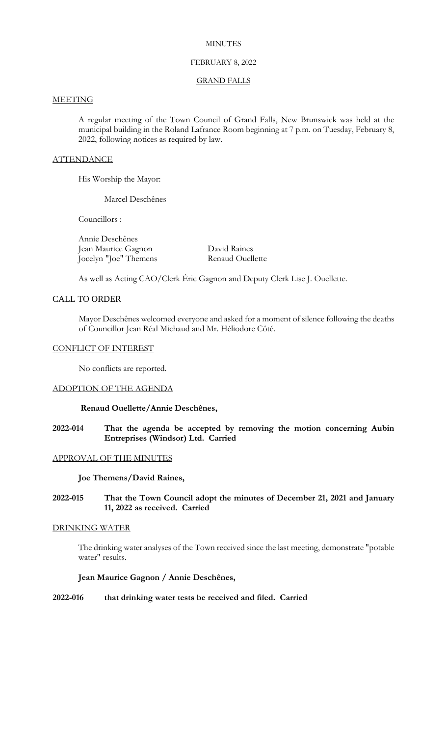MINUTES

FEBRUARY 8, 2022

GRAND FALLS

## MEETING

A regular meeting of the Town Council of Grand Falls, New Brunswick was held at the municipal building in the Roland Lafrance Room beginning at 7 p.m. on Tuesday, February 8, 2022, following notices as required by law.

## ATTENDANCE

His Worship the Mayor:

Marcel Deschênes

Councillors :

Annie Deschênes
Jean Maurice Gagnon
Jocelyn "Joe" Themens
David Raines
Renaud Ouellette

As well as Acting CAO/Clerk Éric Gagnon and Deputy Clerk Lise J. Ouellette.

## CALL TO ORDER

Mayor Deschênes welcomed everyone and asked for a moment of silence following the deaths of Councillor Jean Réal Michaud and Mr. Héliodore Côté.

## CONFLICT OF INTEREST

No conflicts are reported.

## ADOPTION OF THE AGENDA

**Renaud Ouellette/Annie Deschênes,**

**2022-014 That the agenda be accepted by removing the motion concerning Aubin Entreprises (Windsor) Ltd. Carried**

## APPROVAL OF THE MINUTES

**Joe Themens/David Raines,**

**2022-015 That the Town Council adopt the minutes of December 21, 2021 and January 11, 2022 as received. Carried**

## DRINKING WATER

The drinking water analyses of the Town received since the last meeting, demonstrate "potable water" results.

**Jean Maurice Gagnon / Annie Deschênes,**

**2022-016 that drinking water tests be received and filed. Carried**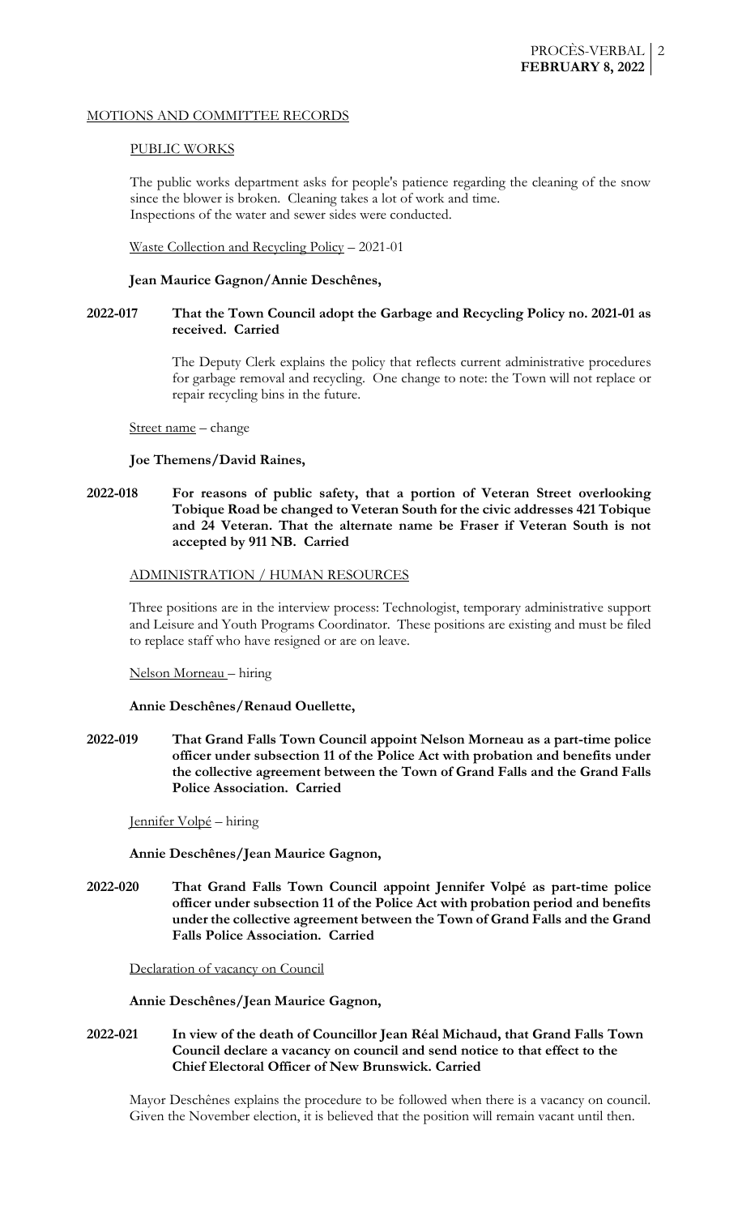MOTIONS AND COMMITTEE RECORDS

PUBLIC WORKS

The public works department asks for people's patience regarding the cleaning of the snow since the blower is broken. Cleaning takes a lot of work and time.
Inspections of the water and sewer sides were conducted.

Waste Collection and Recycling Policy – 2021-01

**Jean Maurice Gagnon/Annie Deschênes,**

**2022-017 That the Town Council adopt the Garbage and Recycling Policy no. 2021-01 as received. Carried**

The Deputy Clerk explains the policy that reflects current administrative procedures for garbage removal and recycling. One change to note: the Town will not replace or repair recycling bins in the future.

Street name – change

**Joe Themens/David Raines,**

**2022-018 For reasons of public safety, that a portion of Veteran Street overlooking Tobique Road be changed to Veteran South for the civic addresses 421 Tobique and 24 Veteran. That the alternate name be Fraser if Veteran South is not accepted by 911 NB. Carried**

ADMINISTRATION / HUMAN RESOURCES

Three positions are in the interview process: Technologist, temporary administrative support and Leisure and Youth Programs Coordinator. These positions are existing and must be filed to replace staff who have resigned or are on leave.

Nelson Morneau – hiring

**Annie Deschênes/Renaud Ouellette,**

**2022-019 That Grand Falls Town Council appoint Nelson Morneau as a part-time police officer under subsection 11 of the Police Act with probation and benefits under the collective agreement between the Town of Grand Falls and the Grand Falls Police Association. Carried**

Jennifer Volpé – hiring

**Annie Deschênes/Jean Maurice Gagnon,**

**2022-020 That Grand Falls Town Council appoint Jennifer Volpé as part-time police officer under subsection 11 of the Police Act with probation period and benefits under the collective agreement between the Town of Grand Falls and the Grand Falls Police Association. Carried**

Declaration of vacancy on Council

**Annie Deschênes/Jean Maurice Gagnon,**

**2022-021 In view of the death of Councillor Jean Réal Michaud, that Grand Falls Town Council declare a vacancy on council and send notice to that effect to the Chief Electoral Officer of New Brunswick. Carried**

Mayor Deschênes explains the procedure to be followed when there is a vacancy on council. Given the November election, it is believed that the position will remain vacant until then.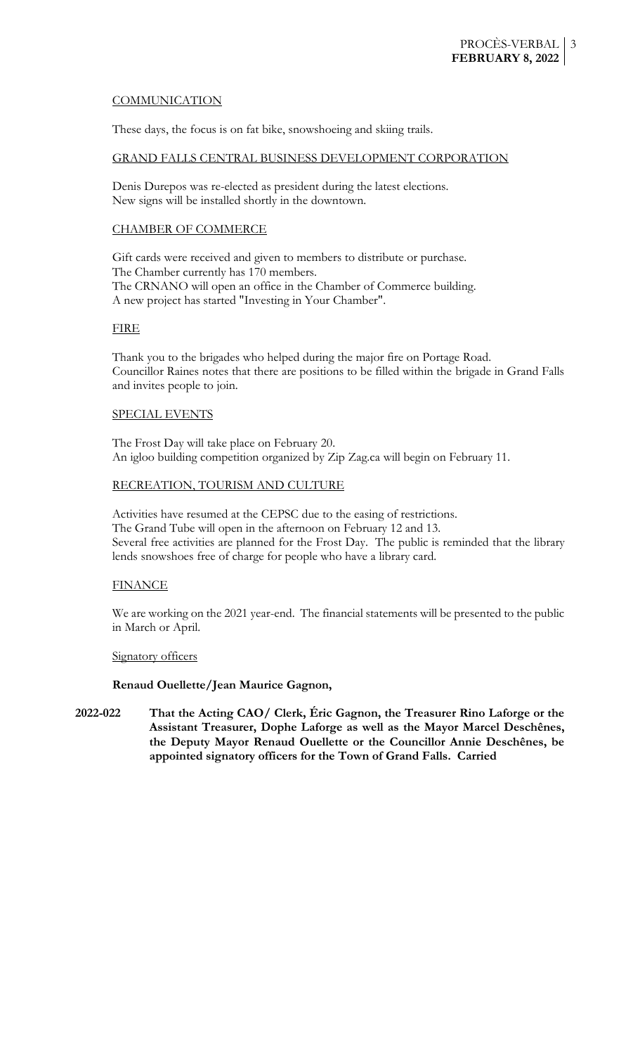## COMMUNICATION

These days, the focus is on fat bike, snowshoeing and skiing trails.

## GRAND FALLS CENTRAL BUSINESS DEVELOPMENT CORPORATION

Denis Durepos was re-elected as president during the latest elections.
New signs will be installed shortly in the downtown.

## CHAMBER OF COMMERCE

Gift cards were received and given to members to distribute or purchase.
The Chamber currently has 170 members.
The CRNANO will open an office in the Chamber of Commerce building.
A new project has started "Investing in Your Chamber".

## FIRE

Thank you to the brigades who helped during the major fire on Portage Road.
Councillor Raines notes that there are positions to be filled within the brigade in Grand Falls and invites people to join.

## SPECIAL EVENTS

The Frost Day will take place on February 20.
An igloo building competition organized by Zip Zag.ca will begin on February 11.

## RECREATION, TOURISM AND CULTURE

Activities have resumed at the CEPSC due to the easing of restrictions.
The Grand Tube will open in the afternoon on February 12 and 13.
Several free activities are planned for the Frost Day. The public is reminded that the library lends snowshoes free of charge for people who have a library card.

## FINANCE

We are working on the 2021 year-end. The financial statements will be presented to the public in March or April.

### Signatory officers

**Renaud Ouellette/Jean Maurice Gagnon,**

**2022-022** **That the Acting CAO/ Clerk, Éric Gagnon, the Treasurer Rino Laforge or the Assistant Treasurer, Dophe Laforge as well as the Mayor Marcel Deschênes, the Deputy Mayor Renaud Ouellette or the Councillor Annie Deschênes, be appointed signatory officers for the Town of Grand Falls. Carried**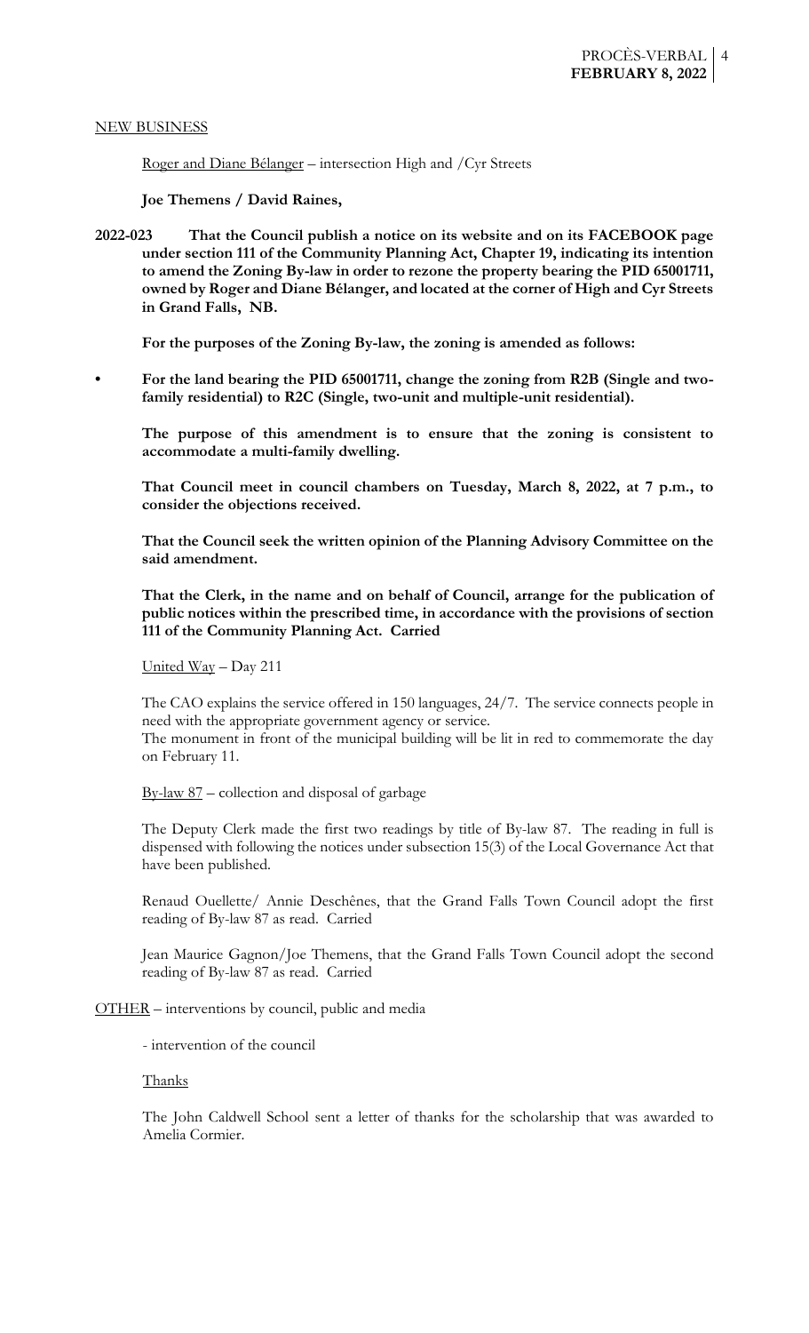NEW BUSINESS

Roger and Diane Bélanger – intersection High and /Cyr Streets

**Joe Themens / David Raines,**

**2022-023 That the Council publish a notice on its website and on its FACEBOOK page under section 111 of the Community Planning Act, Chapter 19, indicating its intention to amend the Zoning By-law in order to rezone the property bearing the PID 65001711, owned by Roger and Diane Bélanger, and located at the corner of High and Cyr Streets in Grand Falls, NB.**

**For the purposes of the Zoning By-law, the zoning is amended as follows:**

- **For the land bearing the PID 65001711, change the zoning from R2B (Single and two-family residential) to R2C (Single, two-unit and multiple-unit residential).**

**The purpose of this amendment is to ensure that the zoning is consistent to accommodate a multi-family dwelling.**

**That Council meet in council chambers on Tuesday, March 8, 2022, at 7 p.m., to consider the objections received.**

**That the Council seek the written opinion of the Planning Advisory Committee on the said amendment.**

**That the Clerk, in the name and on behalf of Council, arrange for the publication of public notices within the prescribed time, in accordance with the provisions of section 111 of the Community Planning Act. Carried**

United Way – Day 211

The CAO explains the service offered in 150 languages, 24/7. The service connects people in need with the appropriate government agency or service.
The monument in front of the municipal building will be lit in red to commemorate the day on February 11.

By-law 87 – collection and disposal of garbage

The Deputy Clerk made the first two readings by title of By-law 87. The reading in full is dispensed with following the notices under subsection 15(3) of the Local Governance Act that have been published.

Renaud Ouellette/ Annie Deschênes, that the Grand Falls Town Council adopt the first reading of By-law 87 as read. Carried

Jean Maurice Gagnon/Joe Themens, that the Grand Falls Town Council adopt the second reading of By-law 87 as read. Carried

OTHER – interventions by council, public and media

- intervention of the council

Thanks

The John Caldwell School sent a letter of thanks for the scholarship that was awarded to Amelia Cormier.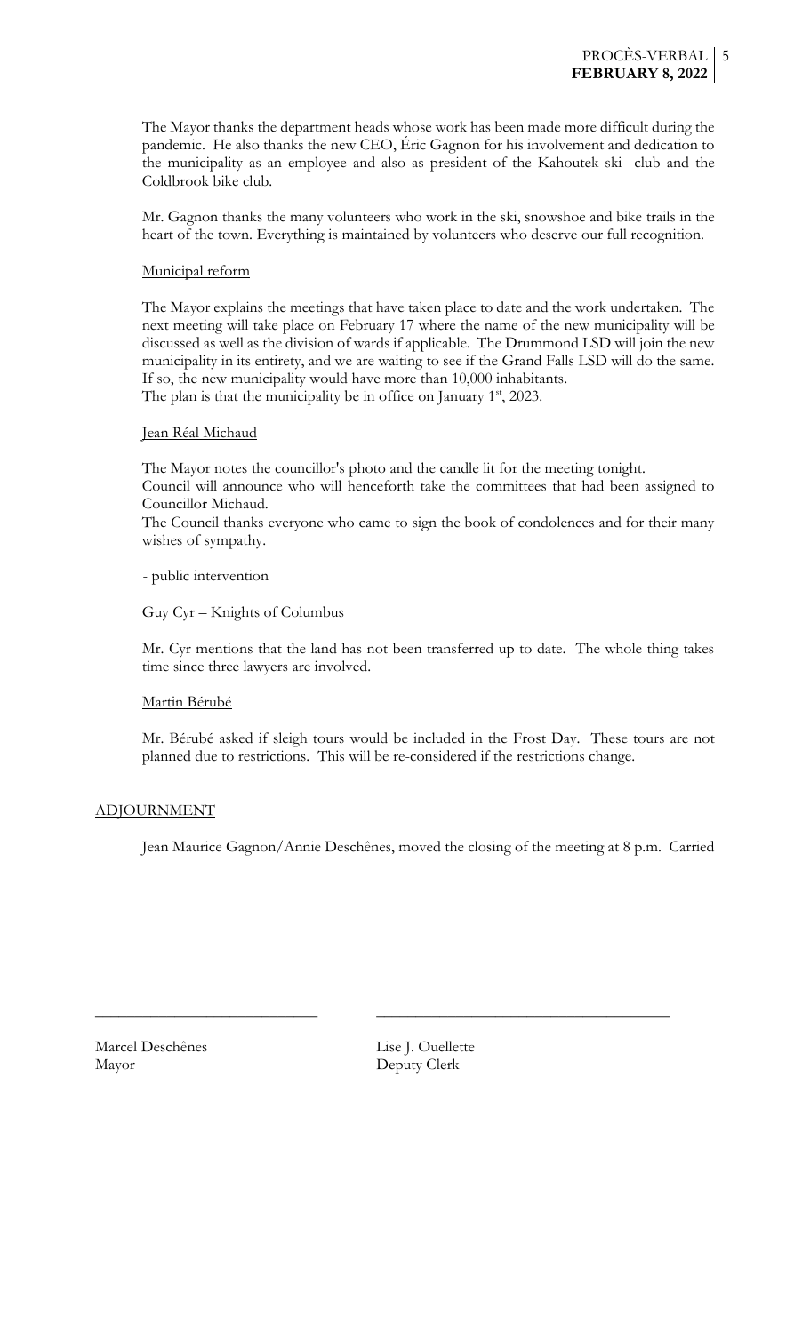The Mayor thanks the department heads whose work has been made more difficult during the pandemic. He also thanks the new CEO, Éric Gagnon for his involvement and dedication to the municipality as an employee and also as president of the Kahoutek ski club and the Coldbrook bike club.

Mr. Gagnon thanks the many volunteers who work in the ski, snowshoe and bike trails in the heart of the town. Everything is maintained by volunteers who deserve our full recognition.

Municipal reform

The Mayor explains the meetings that have taken place to date and the work undertaken. The next meeting will take place on February 17 where the name of the new municipality will be discussed as well as the division of wards if applicable. The Drummond LSD will join the new municipality in its entirety, and we are waiting to see if the Grand Falls LSD will do the same. If so, the new municipality would have more than 10,000 inhabitants.
The plan is that the municipality be in office on January 1st, 2023.

Jean Réal Michaud

The Mayor notes the councillor's photo and the candle lit for the meeting tonight.
Council will announce who will henceforth take the committees that had been assigned to Councillor Michaud.
The Council thanks everyone who came to sign the book of condolences and for their many wishes of sympathy.

- public intervention

Guy Cyr – Knights of Columbus

Mr. Cyr mentions that the land has not been transferred up to date. The whole thing takes time since three lawyers are involved.

Martin Bérubé

Mr. Bérubé asked if sleigh tours would be included in the Frost Day. These tours are not planned due to restrictions. This will be re-considered if the restrictions change.

## ADJOURNMENT

Jean Maurice Gagnon/Annie Deschênes, moved the closing of the meeting at 8 p.m. Carried

_____________________________ _____________________________________

Marcel Deschênes
Mayor

Lise J. Ouellette
Deputy Clerk